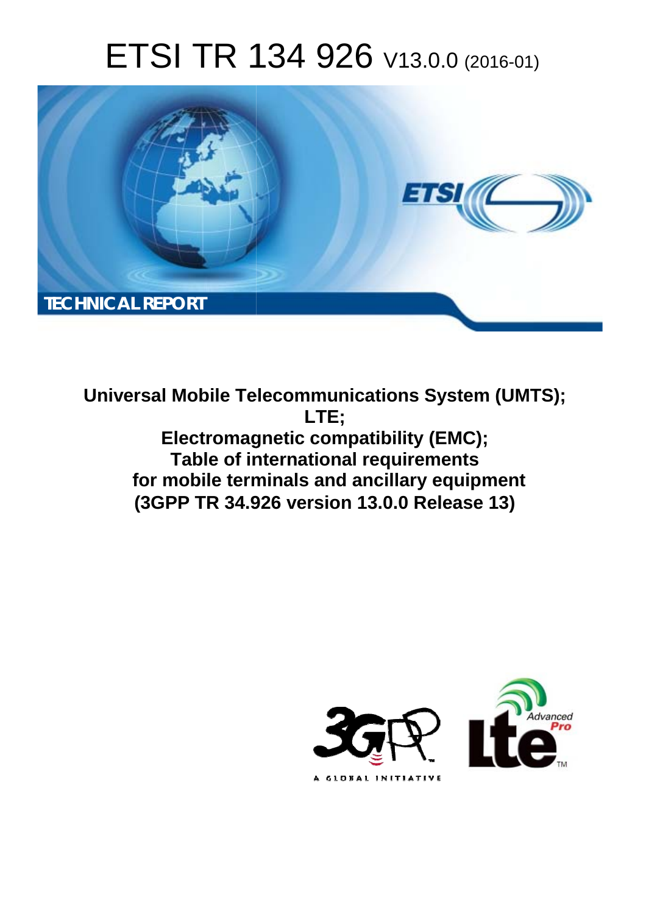# ETSI TR 134 926 V13.0.0 (2016-01)

TECHNICAL REPORT

**Universal Mobile Telecommunications System (UMTS);**
**LTE;**
**Electromagnetic compatibility (EMC);**
**Table of international requirements**
**for mobile terminals and ancillary equipment**
**(3GPP TR 34.926 version 13.0.0 Release 13)**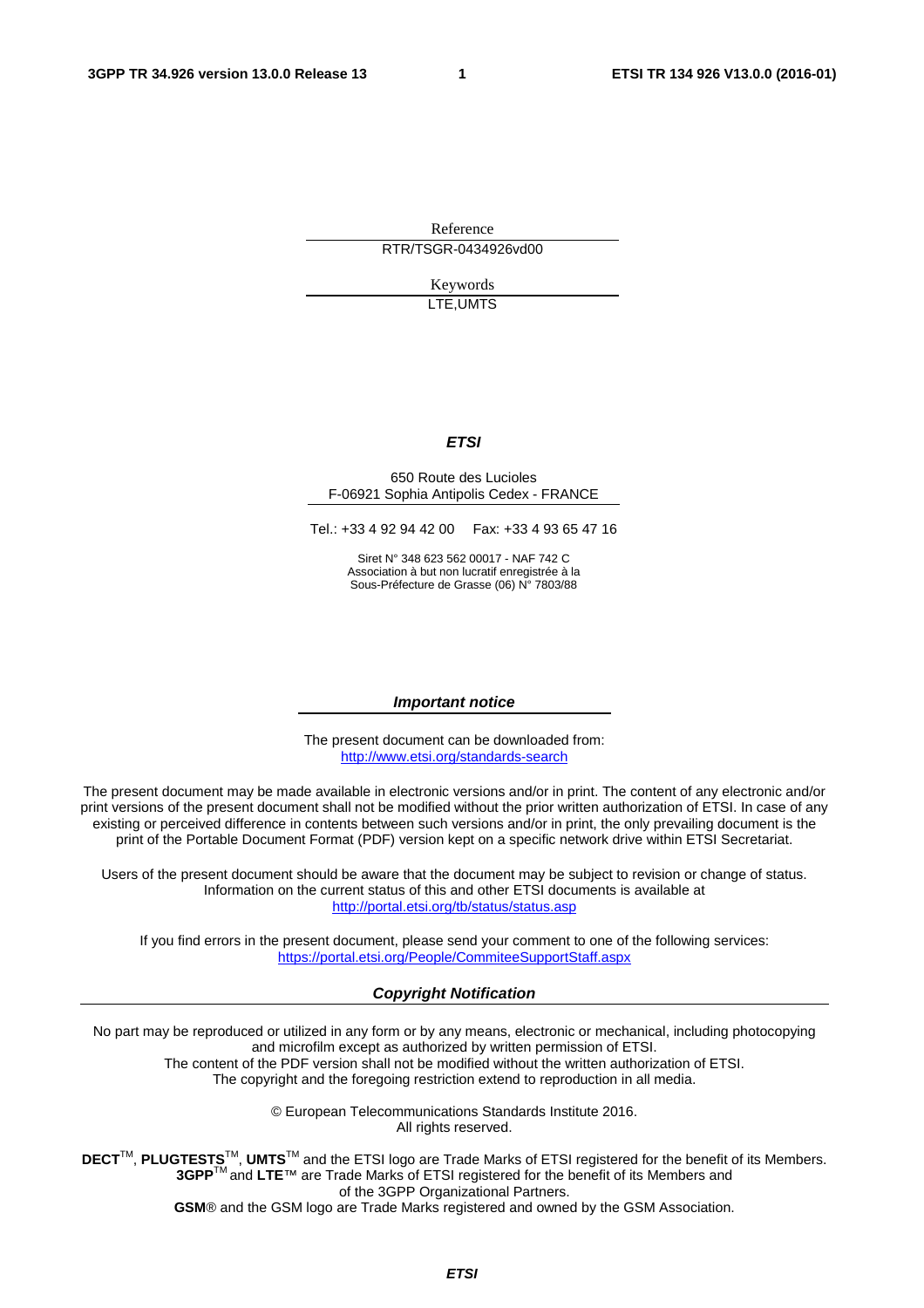Reference

RTR/TSGR-0434926vd00

Keywords

LTE,UMTS

***ETSI***

650 Route des Lucioles
F-06921 Sophia Antipolis Cedex - FRANCE

Tel.: +33 4 92 94 42 00 Fax: +33 4 93 65 47 16

Siret N° 348 623 562 00017 - NAF 742 C
Association à but non lucratif enregistrée à la
Sous-Préfecture de Grasse (06) N° 7803/88

***Important notice***

The present document can be downloaded from:
http://www.etsi.org/standards-search

The present document may be made available in electronic versions and/or in print. The content of any electronic and/or print versions of the present document shall not be modified without the prior written authorization of ETSI. In case of any existing or perceived difference in contents between such versions and/or in print, the only prevailing document is the print of the Portable Document Format (PDF) version kept on a specific network drive within ETSI Secretariat.

Users of the present document should be aware that the document may be subject to revision or change of status. Information on the current status of this and other ETSI documents is available at
http://portal.etsi.org/tb/status/status.asp

If you find errors in the present document, please send your comment to one of the following services:
https://portal.etsi.org/People/CommiteeSupportStaff.aspx

***Copyright Notification***

No part may be reproduced or utilized in any form or by any means, electronic or mechanical, including photocopying and microfilm except as authorized by written permission of ETSI.
The content of the PDF version shall not be modified without the written authorization of ETSI.
The copyright and the foregoing restriction extend to reproduction in all media.

© European Telecommunications Standards Institute 2016.
All rights reserved.

**DECT**™, **PLUGTESTS**™, **UMTS**™ and the ETSI logo are Trade Marks of ETSI registered for the benefit of its Members.
**3GPP**™ and **LTE**™ are Trade Marks of ETSI registered for the benefit of its Members and of the 3GPP Organizational Partners.
**GSM**® and the GSM logo are Trade Marks registered and owned by the GSM Association.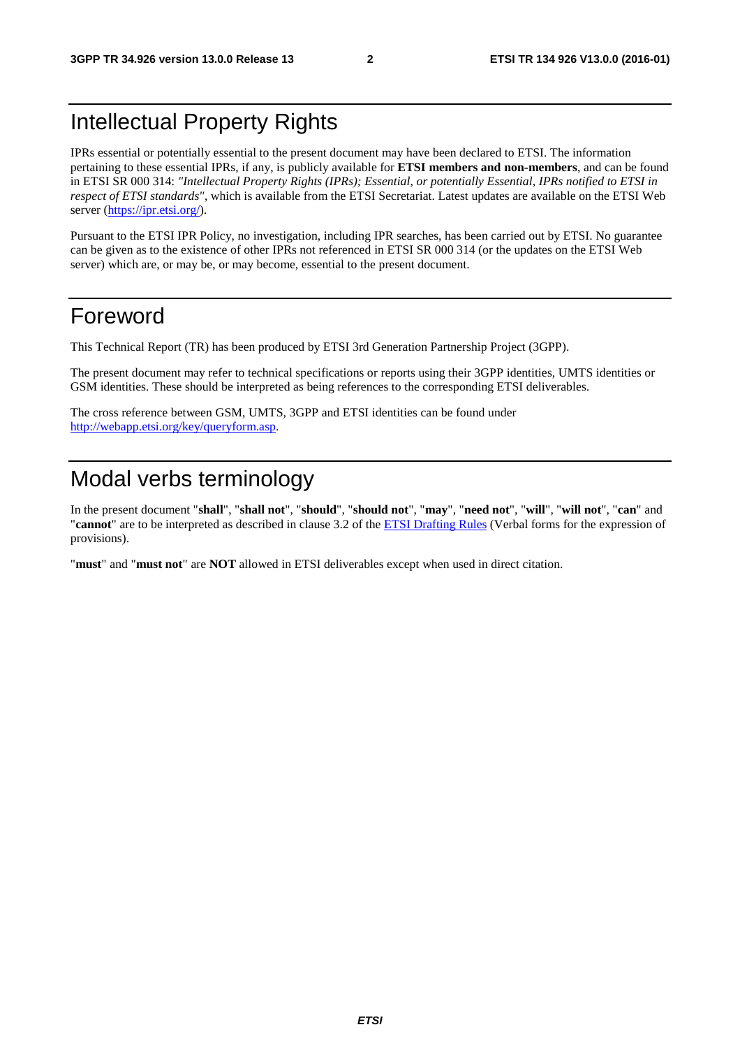# Intellectual Property Rights

IPRs essential or potentially essential to the present document may have been declared to ETSI. The information pertaining to these essential IPRs, if any, is publicly available for **ETSI members and non-members**, and can be found in ETSI SR 000 314: *"Intellectual Property Rights (IPRs); Essential, or potentially Essential, IPRs notified to ETSI in respect of ETSI standards"*, which is available from the ETSI Secretariat. Latest updates are available on the ETSI Web server (https://ipr.etsi.org/).

Pursuant to the ETSI IPR Policy, no investigation, including IPR searches, has been carried out by ETSI. No guarantee can be given as to the existence of other IPRs not referenced in ETSI SR 000 314 (or the updates on the ETSI Web server) which are, or may be, or may become, essential to the present document.

# Foreword

This Technical Report (TR) has been produced by ETSI 3rd Generation Partnership Project (3GPP).

The present document may refer to technical specifications or reports using their 3GPP identities, UMTS identities or GSM identities. These should be interpreted as being references to the corresponding ETSI deliverables.

The cross reference between GSM, UMTS, 3GPP and ETSI identities can be found under http://webapp.etsi.org/key/queryform.asp.

# Modal verbs terminology

In the present document "**shall**", "**shall not**", "**should**", "**should not**", "**may**", "**need not**", "**will**", "**will not**", "**can**" and "**cannot**" are to be interpreted as described in clause 3.2 of the ETSI Drafting Rules (Verbal forms for the expression of provisions).

"**must**" and "**must not**" are **NOT** allowed in ETSI deliverables except when used in direct citation.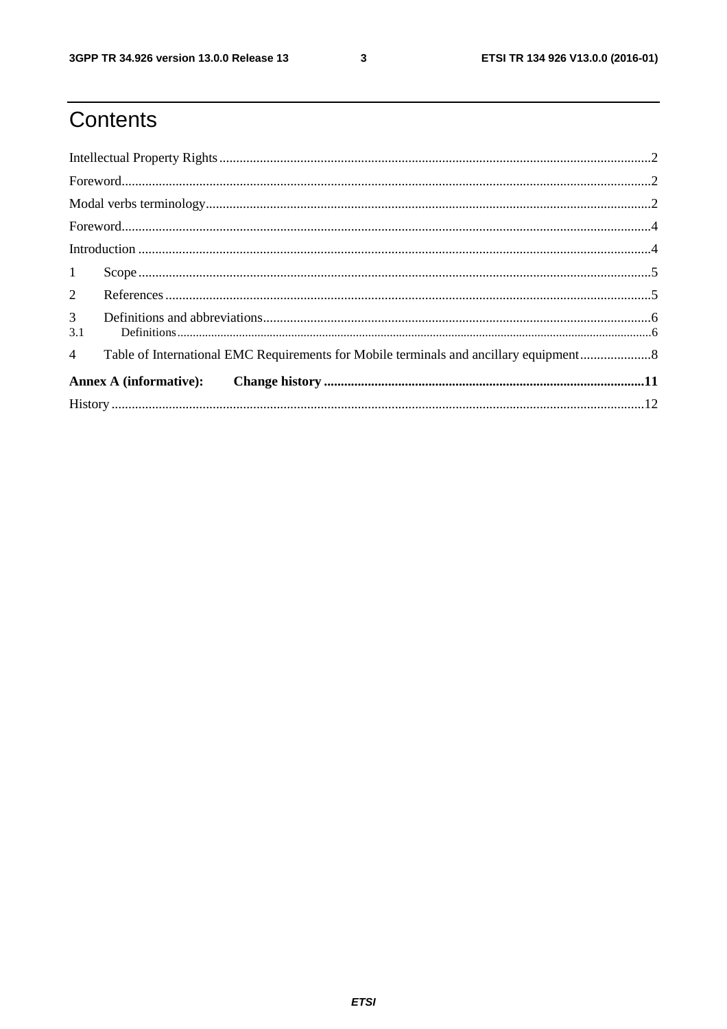# Contents

Intellectual Property Rights ........................................................................................................................2

Foreword.......................................................................................................................................................2

Modal verbs terminology..............................................................................................................................2

Foreword.......................................................................................................................................................4

Introduction ..................................................................................................................................................4

1 Scope ........................................................................................................................................................5

2 References ................................................................................................................................................5

3 Definitions and abbreviations...................................................................................................................6

3.1 Definitions..............................................................................................................................................6

4 Table of International EMC Requirements for Mobile terminals and ancillary equipment.....................8

**Annex A (informative): Change history ................................................................................................11**

History .........................................................................................................................................................12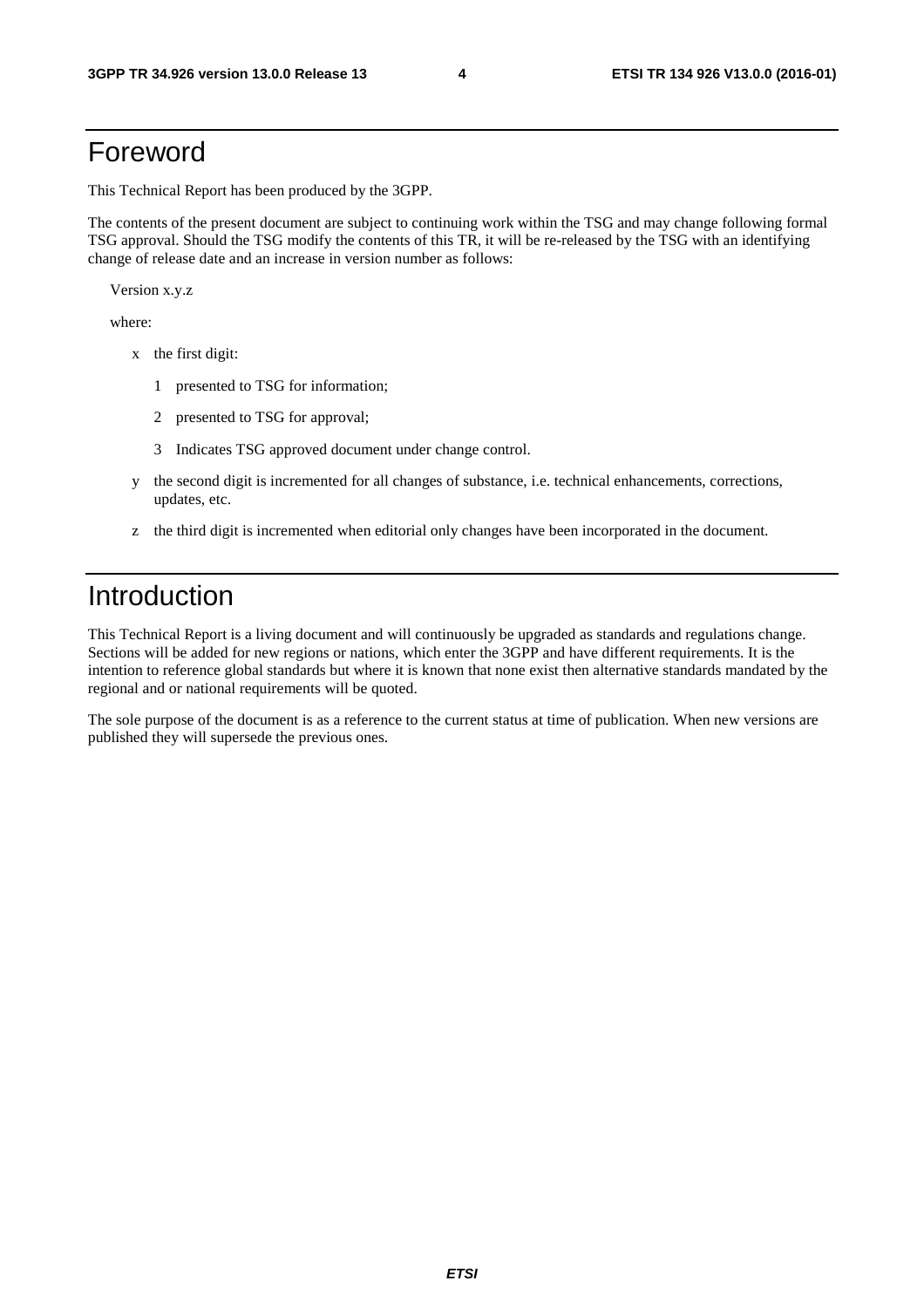# Foreword

This Technical Report has been produced by the 3GPP.

The contents of the present document are subject to continuing work within the TSG and may change following formal TSG approval. Should the TSG modify the contents of this TR, it will be re-released by the TSG with an identifying change of release date and an increase in version number as follows:

Version x.y.z

where:

- x the first digit:
  - 1 presented to TSG for information;
  - 2 presented to TSG for approval;
  - 3 Indicates TSG approved document under change control.
- y the second digit is incremented for all changes of substance, i.e. technical enhancements, corrections, updates, etc.
- z the third digit is incremented when editorial only changes have been incorporated in the document.

# Introduction

This Technical Report is a living document and will continuously be upgraded as standards and regulations change. Sections will be added for new regions or nations, which enter the 3GPP and have different requirements. It is the intention to reference global standards but where it is known that none exist then alternative standards mandated by the regional and or national requirements will be quoted.

The sole purpose of the document is as a reference to the current status at time of publication. When new versions are published they will supersede the previous ones.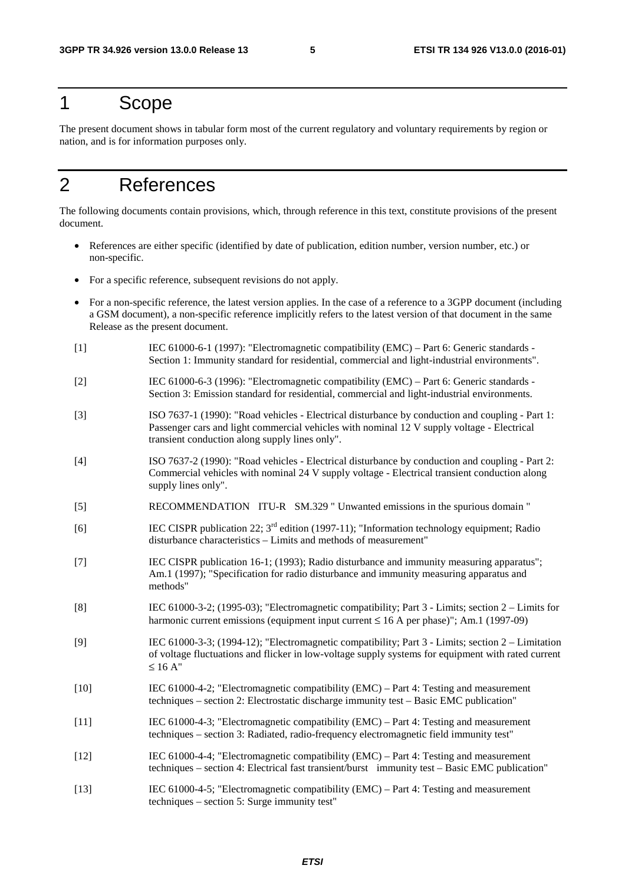# 1 Scope

The present document shows in tabular form most of the current regulatory and voluntary requirements by region or nation, and is for information purposes only.

# 2 References

The following documents contain provisions, which, through reference in this text, constitute provisions of the present document.

- References are either specific (identified by date of publication, edition number, version number, etc.) or non-specific.
- For a specific reference, subsequent revisions do not apply.
- For a non-specific reference, the latest version applies. In the case of a reference to a 3GPP document (including a GSM document), a non-specific reference implicitly refers to the latest version of that document in the same Release as the present document.

[1] IEC 61000-6-1 (1997): "Electromagnetic compatibility (EMC) – Part 6: Generic standards - Section 1: Immunity standard for residential, commercial and light-industrial environments".

[2] IEC 61000-6-3 (1996): "Electromagnetic compatibility (EMC) – Part 6: Generic standards - Section 3: Emission standard for residential, commercial and light-industrial environments.

[3] ISO 7637-1 (1990): "Road vehicles - Electrical disturbance by conduction and coupling - Part 1: Passenger cars and light commercial vehicles with nominal 12 V supply voltage - Electrical transient conduction along supply lines only".

[4] ISO 7637-2 (1990): "Road vehicles - Electrical disturbance by conduction and coupling - Part 2: Commercial vehicles with nominal 24 V supply voltage - Electrical transient conduction along supply lines only".

[5] RECOMMENDATION ITU-R SM.329 " Unwanted emissions in the spurious domain "

[6] IEC CISPR publication 22; 3rd edition (1997-11); "Information technology equipment; Radio disturbance characteristics – Limits and methods of measurement"

[7] IEC CISPR publication 16-1; (1993); Radio disturbance and immunity measuring apparatus"; Am.1 (1997); "Specification for radio disturbance and immunity measuring apparatus and methods"

[8] IEC 61000-3-2; (1995-03); "Electromagnetic compatibility; Part 3 - Limits; section 2 – Limits for harmonic current emissions (equipment input current ≤ 16 A per phase)"; Am.1 (1997-09)

[9] IEC 61000-3-3; (1994-12); "Electromagnetic compatibility; Part 3 - Limits; section 2 – Limitation of voltage fluctuations and flicker in low-voltage supply systems for equipment with rated current ≤ 16 A"

[10] IEC 61000-4-2; "Electromagnetic compatibility (EMC) – Part 4: Testing and measurement techniques – section 2: Electrostatic discharge immunity test – Basic EMC publication"

[11] IEC 61000-4-3; "Electromagnetic compatibility (EMC) – Part 4: Testing and measurement techniques – section 3: Radiated, radio-frequency electromagnetic field immunity test"

[12] IEC 61000-4-4; "Electromagnetic compatibility (EMC) – Part 4: Testing and measurement techniques – section 4: Electrical fast transient/burst immunity test – Basic EMC publication"

[13] IEC 61000-4-5; "Electromagnetic compatibility (EMC) – Part 4: Testing and measurement techniques – section 5: Surge immunity test"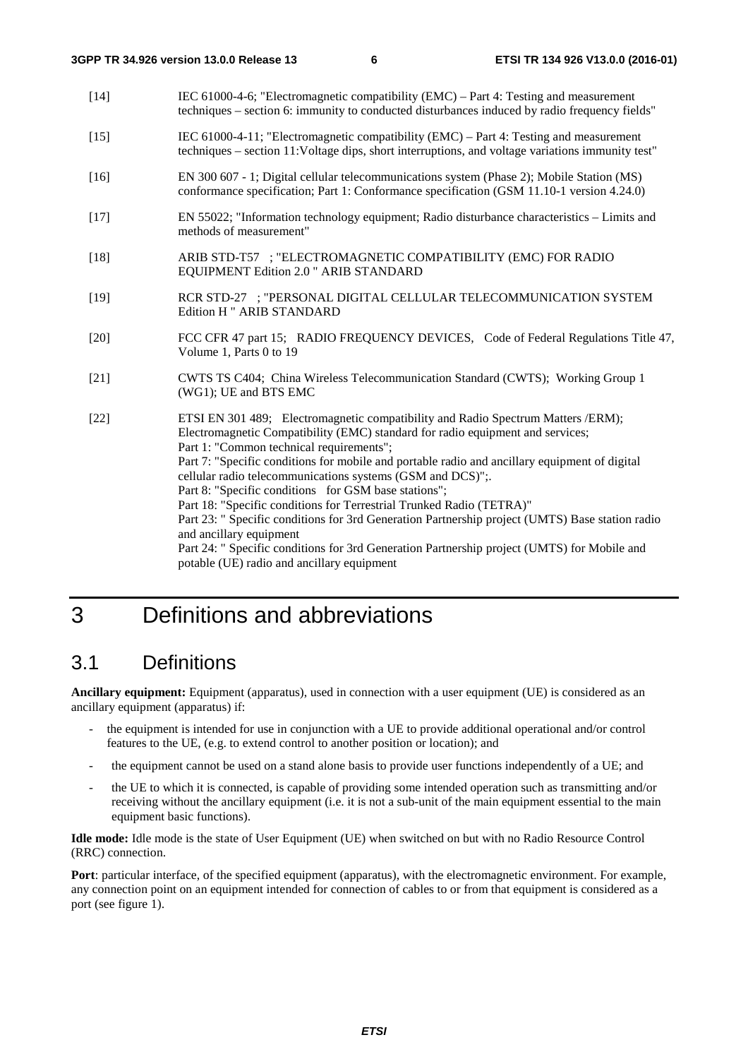[14] IEC 61000-4-6; "Electromagnetic compatibility (EMC) – Part 4: Testing and measurement techniques – section 6: immunity to conducted disturbances induced by radio frequency fields"

[15] IEC 61000-4-11; "Electromagnetic compatibility (EMC) – Part 4: Testing and measurement techniques – section 11:Voltage dips, short interruptions, and voltage variations immunity test"

[16] EN 300 607 - 1; Digital cellular telecommunications system (Phase 2); Mobile Station (MS) conformance specification; Part 1: Conformance specification (GSM 11.10-1 version 4.24.0)

[17] EN 55022; "Information technology equipment; Radio disturbance characteristics – Limits and methods of measurement"

[18] ARIB STD-T57 ; "ELECTROMAGNETIC COMPATIBILITY (EMC) FOR RADIO EQUIPMENT Edition 2.0 " ARIB STANDARD

[19] RCR STD-27 ; "PERSONAL DIGITAL CELLULAR TELECOMMUNICATION SYSTEM Edition H " ARIB STANDARD

[20] FCC CFR 47 part 15; RADIO FREQUENCY DEVICES, Code of Federal Regulations Title 47, Volume 1, Parts 0 to 19

[21] CWTS TS C404; China Wireless Telecommunication Standard (CWTS); Working Group 1 (WG1); UE and BTS EMC

[22] ETSI EN 301 489; Electromagnetic compatibility and Radio Spectrum Matters /ERM); Electromagnetic Compatibility (EMC) standard for radio equipment and services;
Part 1: "Common technical requirements";
Part 7: "Specific conditions for mobile and portable radio and ancillary equipment of digital cellular radio telecommunications systems (GSM and DCS)";.
Part 8: "Specific conditions for GSM base stations";
Part 18: "Specific conditions for Terrestrial Trunked Radio (TETRA)"
Part 23: " Specific conditions for 3rd Generation Partnership project (UMTS) Base station radio and ancillary equipment
Part 24: " Specific conditions for 3rd Generation Partnership project (UMTS) for Mobile and potable (UE) radio and ancillary equipment

# 3 Definitions and abbreviations

## 3.1 Definitions

**Ancillary equipment:** Equipment (apparatus), used in connection with a user equipment (UE) is considered as an ancillary equipment (apparatus) if:

- the equipment is intended for use in conjunction with a UE to provide additional operational and/or control features to the UE, (e.g. to extend control to another position or location); and
- the equipment cannot be used on a stand alone basis to provide user functions independently of a UE; and
- the UE to which it is connected, is capable of providing some intended operation such as transmitting and/or receiving without the ancillary equipment (i.e. it is not a sub-unit of the main equipment essential to the main equipment basic functions).

**Idle mode:** Idle mode is the state of User Equipment (UE) when switched on but with no Radio Resource Control (RRC) connection.

**Port**: particular interface, of the specified equipment (apparatus), with the electromagnetic environment. For example, any connection point on an equipment intended for connection of cables to or from that equipment is considered as a port (see figure 1).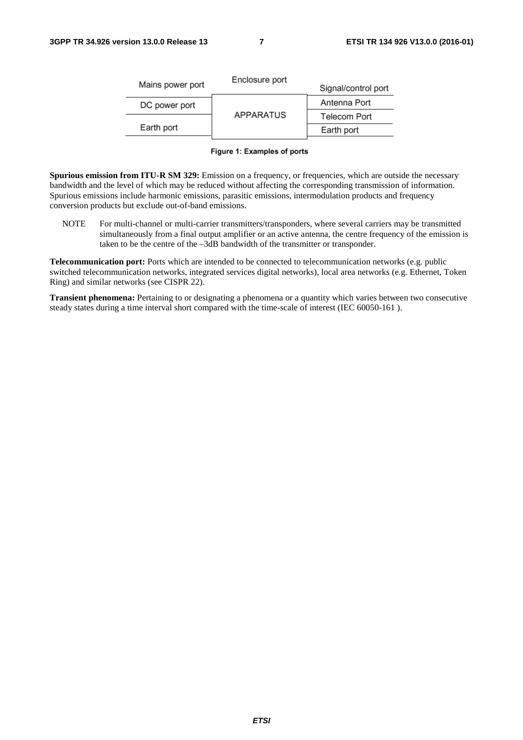| Mains power port | Enclosure port | Signal/control port |
| --- | --- | --- |
| DC power port | APPARATUS | Antenna Port |
| | | Telecom Port |
| Earth port | | Earth port |

**Figure 1: Examples of ports**

**Spurious emission from ITU-R SM 329:** Emission on a frequency, or frequencies, which are outside the necessary bandwidth and the level of which may be reduced without affecting the corresponding transmission of information. Spurious emissions include harmonic emissions, parasitic emissions, intermodulation products and frequency conversion products but exclude out-of-band emissions.

NOTE For multi-channel or multi-carrier transmitters/transponders, where several carriers may be transmitted simultaneously from a final output amplifier or an active antenna, the centre frequency of the emission is taken to be the centre of the –3dB bandwidth of the transmitter or transponder.

**Telecommunication port:** Ports which are intended to be connected to telecommunication networks (e.g. public switched telecommunication networks, integrated services digital networks), local area networks (e.g. Ethernet, Token Ring) and similar networks (see CISPR 22).

**Transient phenomena:** Pertaining to or designating a phenomena or a quantity which varies between two consecutive steady states during a time interval short compared with the time-scale of interest (IEC 60050-161 ).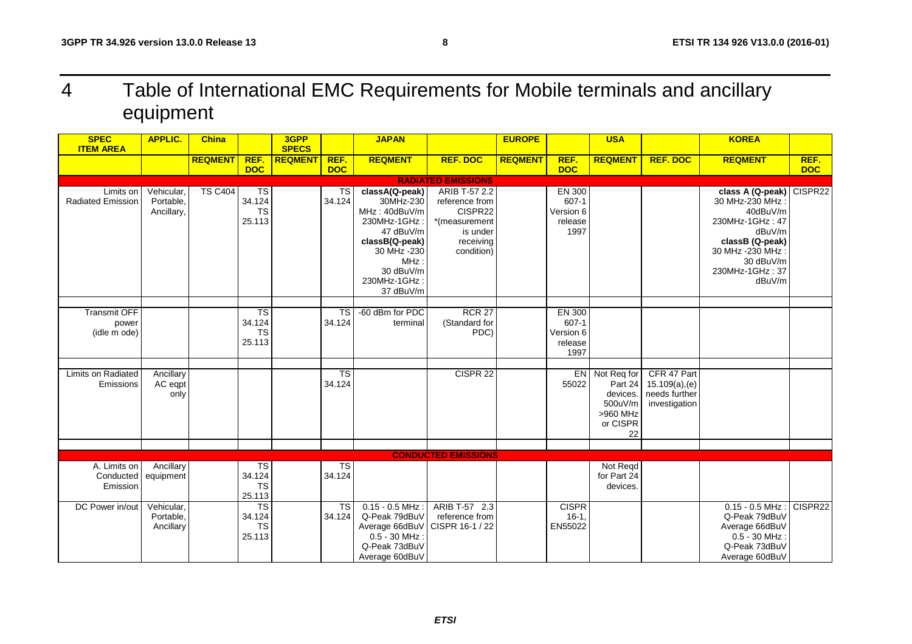# 4 Table of International EMC Requirements for Mobile terminals and ancillary equipment

| SPEC ITEM AREA | APPLIC. | China | | 3GPP SPECS | | JAPAN | | EUROPE | | USA | | KOREA | |
|---|---|---|---|---|---|---|---|---|---|---|---|---|---|
| | | REQMENT | REF. DOC | REQMENT | REF. DOC | REQMENT | REF. DOC | REQMENT | REF. DOC | REQMENT | REF. DOC | REQMENT | REF. DOC |
| **RADIATED EMISSIONS** | | | | | | | | | | | | | |
| Limits on Radiated Emission | Vehicular, Portable, Ancillary, | TS C404 | TS 34.124 TS 25.113 | | TS 34.124 | **classA(Q-peak)** 30MHz-230 MHz : 40dBuV/m 230MHz-1GHz : 47 dBuV/m **classB(Q-peak)** 30 MHz -230 MHz : 30 dBuV/m 230MHz-1GHz : 37 dBuV/m | ARIB T-57 2.2 reference from CISPR22 *(measurement is under receiving condition) | | EN 300 607-1 Version 6 release 1997 | | | **class A (Q-peak)** 30 MHz-230 MHz : 40dBuV/m 230MHz-1GHz : 47 dBuV/m **classB (Q-peak)** 30 MHz -230 MHz : 30 dBuV/m 230MHz-1GHz : 37 dBuV/m | CISPR22 |
| | | | | | | | | | | | | | |
| Transmit OFF power (idle m ode) | | | TS 34.124 TS 25.113 | | TS 34.124 | -60 dBm for PDC terminal | RCR 27 (Standard for PDC) | | EN 300 607-1 Version 6 release 1997 | | | | |
| | | | | | | | | | | | | | |
| Limits on Radiated Emissions | Ancillary AC eqpt only | | | | TS 34.124 | | CISPR 22 | | EN 55022 | Not Req for Part 24 devices. 500uV/m >960 MHz or CISPR 22 | CFR 47 Part 15.109(a),(e) needs further investigation | | |
| | | | | | | | | | | | | | |
| **CONDUCTED EMISSIONS** | | | | | | | | | | | | | |
| A. Limits on Conducted Emission | Ancillary equipment | | TS 34.124 TS 25.113 | | TS 34.124 | | | | | Not Reqd for Part 24 devices. | | | |
| DC Power in/out | Vehicular, Portable, Ancillary | | TS 34.124 TS 25.113 | | TS 34.124 | 0.15 - 0.5 MHz : Q-Peak 79dBuV Average 66dBuV 0.5 - 30 MHz : Q-Peak 73dBuV Average 60dBuV | ARIB T-57 2.3 reference from CISPR 16-1 / 22 | | CISPR 16-1, EN55022 | | | 0.15 - 0.5 MHz : Q-Peak 79dBuV Average 66dBuV 0.5 - 30 MHz : Q-Peak 73dBuV Average 60dBuV | CISPR22 |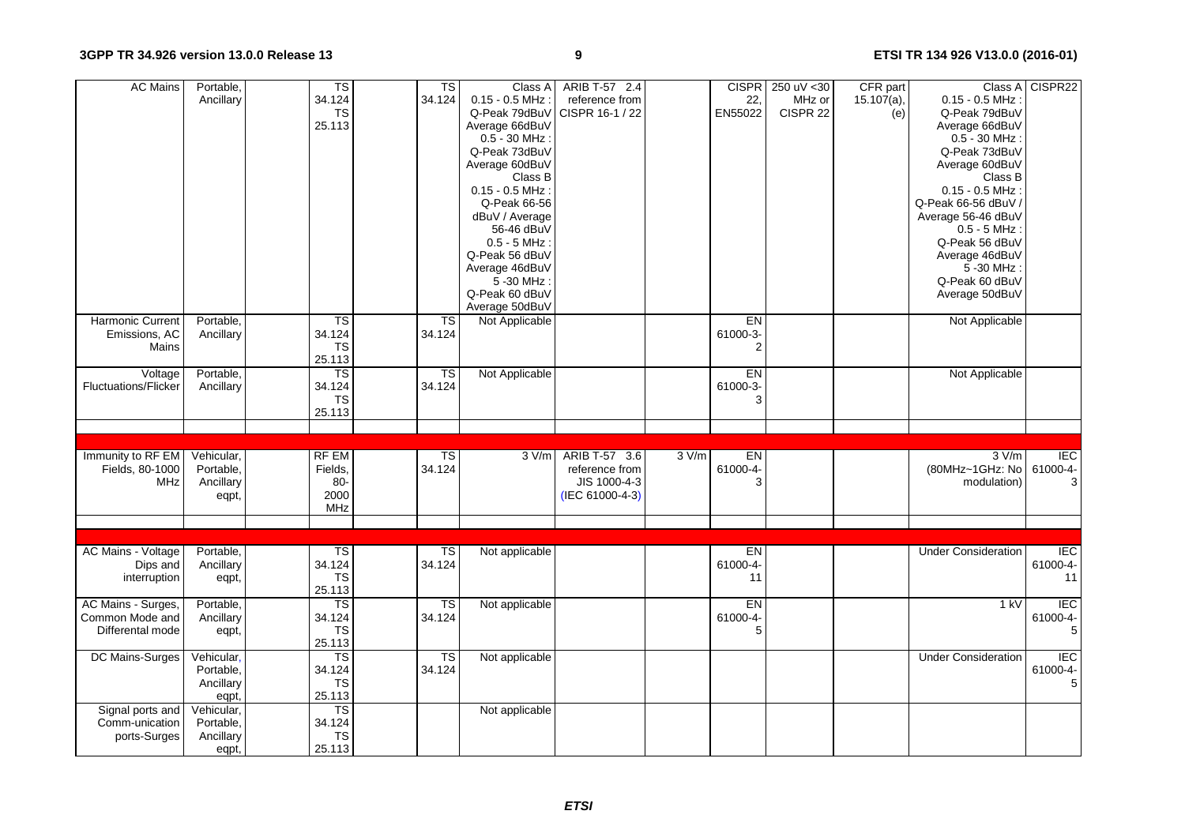| AC Mains | Portable, Ancillary | | TS 34.124 TS 25.113 | | TS 34.124 | Class A 0.15 - 0.5 MHz : Q-Peak 79dBuV Average 66dBuV 0.5 - 30 MHz : Q-Peak 73dBuV Average 60dBuV Class B 0.15 - 0.5 MHz : Q-Peak 66-56 dBuV / Average 56-46 dBuV 0.5 - 5 MHz : Q-Peak 56 dBuV Average 46dBuV 5 -30 MHz : Q-Peak 60 dBuV Average 50dBuV | ARIB T-57 2.4 reference from CISPR 16-1 / 22 | | CISPR 22, EN55022 | 250 uV <30 MHz or CISPR 22 | CFR part 15.107(a), (e) | Class A 0.15 - 0.5 MHz : Q-Peak 79dBuV Average 66dBuV 0.5 - 30 MHz : Q-Peak 73dBuV Average 60dBuV Class B 0.15 - 0.5 MHz : Q-Peak 66-56 dBuV / Average 56-46 dBuV 0.5 - 5 MHz : Q-Peak 56 dBuV Average 46dBuV 5 -30 MHz : Q-Peak 60 dBuV Average 50dBuV | CISPR22 |
|---|---|---|---|---|---|---|---|---|---|---|---|---|---|
| Harmonic Current Emissions, AC Mains | Portable, Ancillary | | TS 34.124 TS 25.113 | | TS 34.124 | Not Applicable | | | EN 61000-3-2 | | | Not Applicable | |
| Voltage Fluctuations/Flicker | Portable, Ancillary | | TS 34.124 TS 25.113 | | TS 34.124 | Not Applicable | | | EN 61000-3-3 | | | Not Applicable | |
| | | | | | | | | | | | | | |
| | | | | | | | | | | | | | |
| Immunity to RF EM Fields, 80-1000 MHz | Vehicular, Portable, Ancillary eqpt, | | RF EM Fields, 80-2000 MHz | | TS 34.124 | 3 V/m | ARIB T-57 3.6 reference from JIS 1000-4-3 (IEC 61000-4-3) | 3 V/m | EN 61000-4-3 | | | 3 V/m (80MHz~1GHz: No modulation) | IEC 61000-4-3 |
| | | | | | | | | | | | | | |
| | | | | | | | | | | | | | |
| AC Mains - Voltage Dips and interruption | Portable, Ancillary eqpt, | | TS 34.124 TS 25.113 | | TS 34.124 | Not applicable | | | EN 61000-4-11 | | | Under Consideration | IEC 61000-4-11 |
| AC Mains - Surges, Common Mode and Differental mode | Portable, Ancillary eqpt, | | TS 34.124 TS 25.113 | | TS 34.124 | Not applicable | | | EN 61000-4-5 | | | 1 kV | IEC 61000-4-5 |
| DC Mains-Surges | Vehicular, Portable, Ancillary eqpt, | | TS 34.124 TS 25.113 | | TS 34.124 | Not applicable | | | | | | Under Consideration | IEC 61000-4-5 |
| Signal ports and Comm-unication ports-Surges | Vehicular, Portable, Ancillary eqpt, | | TS 34.124 TS 25.113 | | | Not applicable | | | | | | | |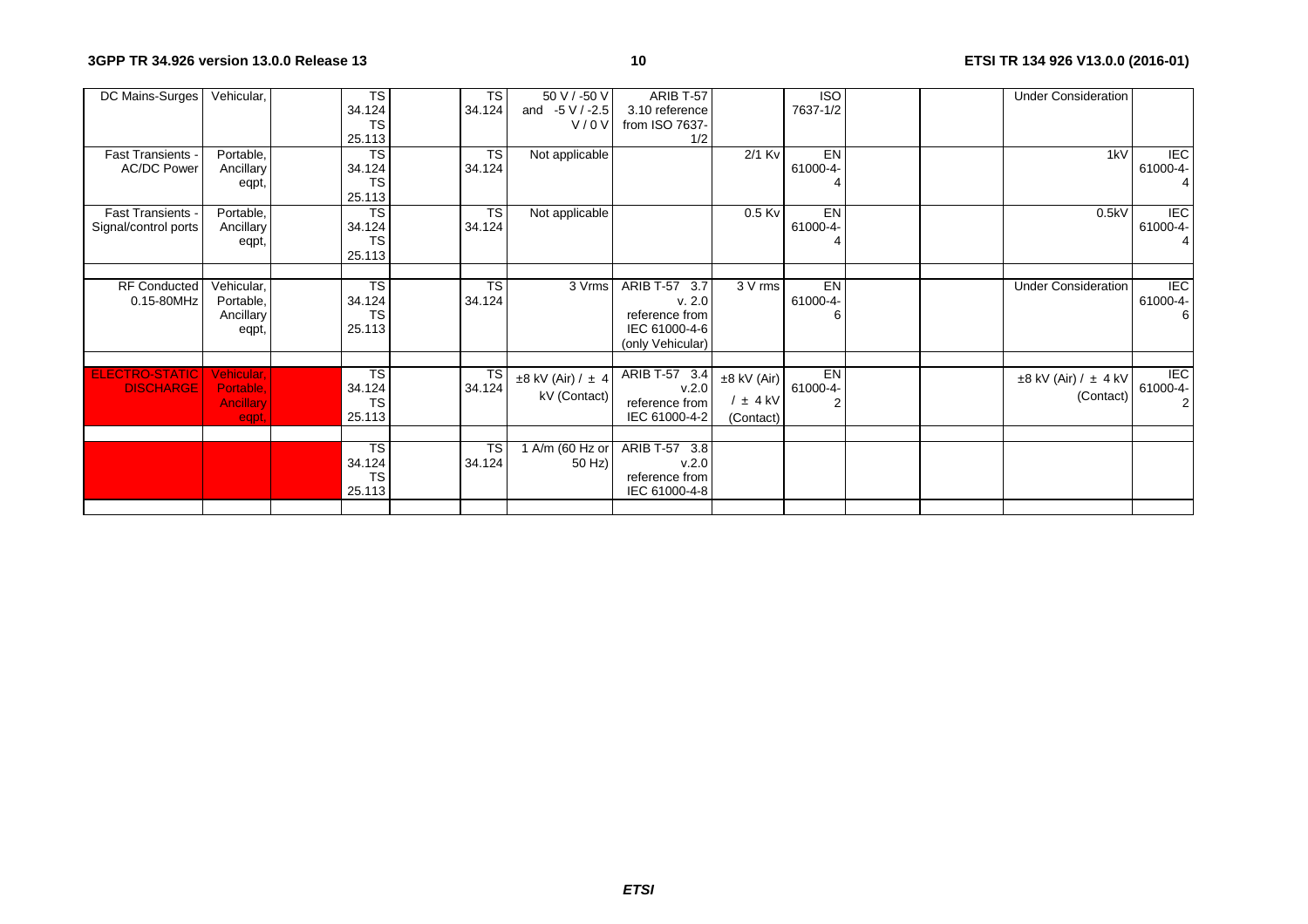| DC Mains-Surges | Vehicular, | | TS 34.124 TS 25.113 | | TS 34.124 | 50 V / -50 V and -5 V / -2.5 V / 0 V | ARIB T-57 3.10 reference from ISO 7637-1/2 | | ISO 7637-1/2 | | | Under Consideration | |
|---|---|---|---|---|---|---|---|---|---|---|---|---|---|
| Fast Transients - AC/DC Power | Portable, Ancillary eqpt, | | TS 34.124 TS 25.113 | | TS 34.124 | Not applicable | | 2/1 Kv | EN 61000-4-4 | | | 1kV | IEC 61000-4-4 |
| Fast Transients - Signal/control ports | Portable, Ancillary eqpt, | | TS 34.124 TS 25.113 | | TS 34.124 | Not applicable | | 0.5 Kv | EN 61000-4-4 | | | 0.5kV | IEC 61000-4-4 |
| | | | | | | | | | | | | | |
| RF Conducted 0.15-80MHz | Vehicular, Portable, Ancillary eqpt, | | TS 34.124 TS 25.113 | | TS 34.124 | 3 Vrms | ARIB T-57 3.7 v. 2.0 reference from IEC 61000-4-6 (only Vehicular) | 3 V rms | EN 61000-4-6 | | | Under Consideration | IEC 61000-4-6 |
| | | | | | | | | | | | | | |
| ELECTRO-STATIC DISCHARGE | Vehicular, Portable, Ancillary eqpt, | | TS 34.124 TS 25.113 | | TS 34.124 | ±8 kV (Air) / ± 4 kV (Contact) | ARIB T-57 3.4 v.2.0 reference from IEC 61000-4-2 | ±8 kV (Air) / ± 4 kV (Contact) | EN 61000-4-2 | | | ±8 kV (Air) / ± 4 kV (Contact) | IEC 61000-4-2 |
| | | | | | | | | | | | | | |
| | | | TS 34.124 TS 25.113 | | TS 34.124 | 1 A/m (60 Hz or 50 Hz) | ARIB T-57 3.8 v.2.0 reference from IEC 61000-4-8 | | | | | | |
| | | | | | | | | | | | | | |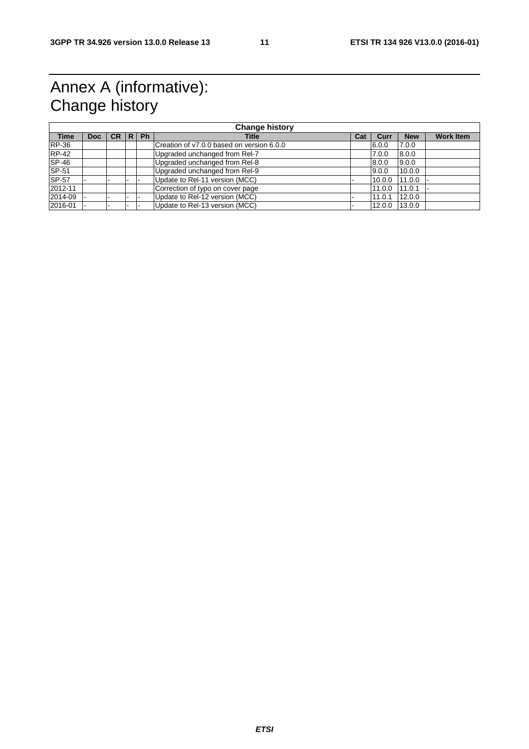# Annex A (informative): Change history

| Change history | | | | | | | | | |
|---|---|---|---|---|---|---|---|---|---|
| **Time** | **Doc** | **CR** | **R** | **Ph** | **Title** | **Cat** | **Curr** | **New** | **Work Item** |
| RP-36 | | | | | Creation of v7.0.0 based on version 6.0.0 | | 6.0.0 | 7.0.0 | |
| RP-42 | | | | | Upgraded unchanged from Rel-7 | | 7.0.0 | 8.0.0 | |
| SP-46 | | | | | Upgraded unchanged from Rel-8 | | 8.0.0 | 9.0.0 | |
| SP-51 | | | | | Upgraded unchanged from Rel-9 | | 9.0.0 | 10.0.0 | |
| SP-57 | - | - | - | - | Update to Rel-11 version (MCC) | - | 10.0.0 | 11.0.0 | - |
| 2012-11 | | | | | Correction of typo on cover page | | 11.0.0 | 11.0.1 | - |
| 2014-09 | - | - | - | - | Update to Rel-12 version (MCC) | - | 11.0.1 | 12.0.0 | |
| 2016-01 | - | - | - | - | Update to Rel-13 version (MCC) | - | 12.0.0 | 13.0.0 | |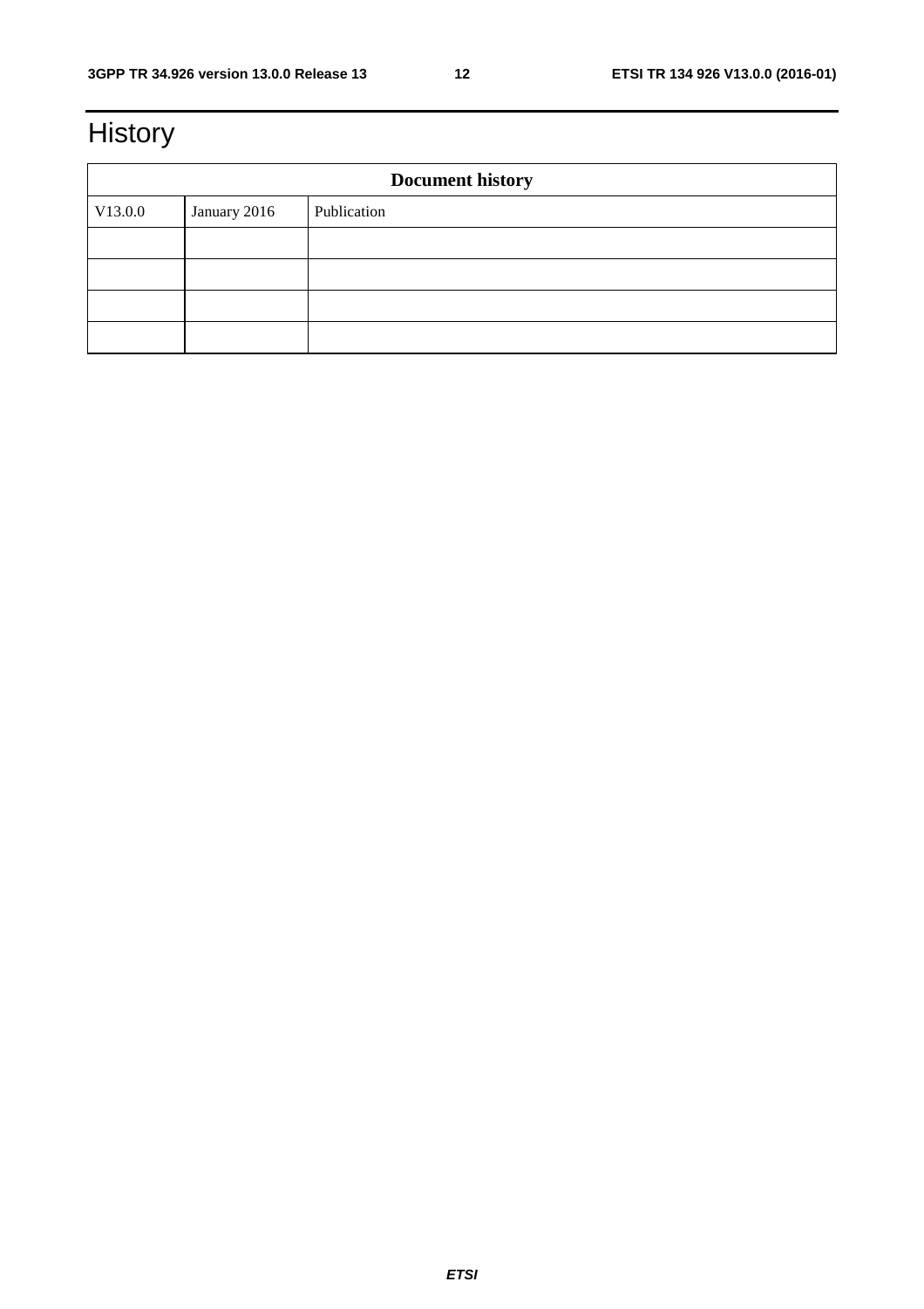# History

| Document history | | |
|---|---|---|
| V13.0.0 | January 2016 | Publication |
| | | |
| | | |
| | | |
| | | |